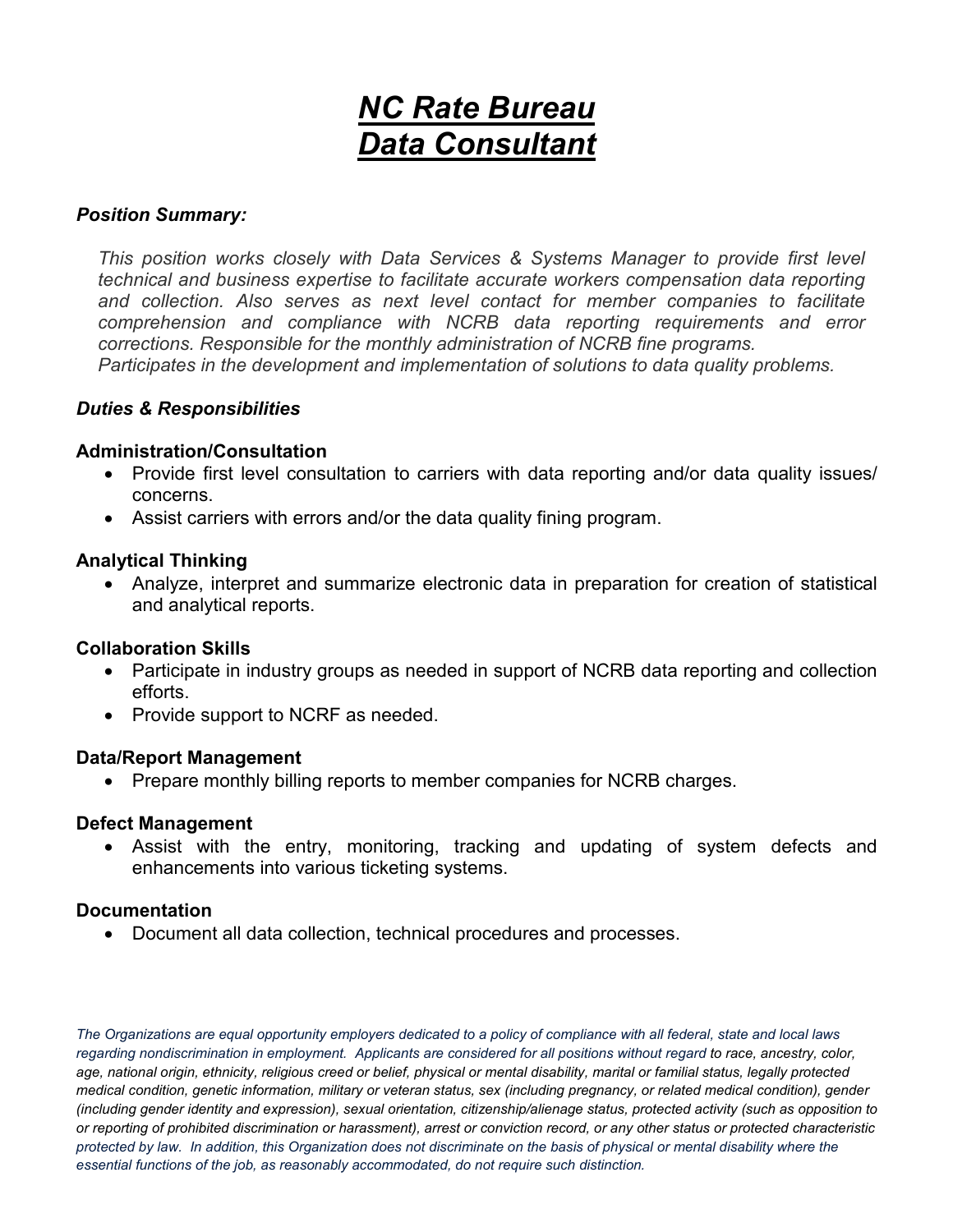# ***NC Rate Bureau Data Consultant***

***Position Summary:***

*This position works closely with Data Services & Systems Manager to provide first level technical and business expertise to facilitate accurate workers compensation data reporting and collection. Also serves as next level contact for member companies to facilitate comprehension and compliance with NCRB data reporting requirements and error corrections. Responsible for the monthly administration of NCRB fine programs.*
*Participates in the development and implementation of solutions to data quality problems.*

***Duties & Responsibilities***

**Administration/Consultation**

- Provide first level consultation to carriers with data reporting and/or data quality issues/ concerns.
- Assist carriers with errors and/or the data quality fining program.

**Analytical Thinking**

- Analyze, interpret and summarize electronic data in preparation for creation of statistical and analytical reports.

**Collaboration Skills**

- Participate in industry groups as needed in support of NCRB data reporting and collection efforts.
- Provide support to NCRF as needed.

**Data/Report Management**

- Prepare monthly billing reports to member companies for NCRB charges.

**Defect Management**

- Assist with the entry, monitoring, tracking and updating of system defects and enhancements into various ticketing systems.

**Documentation**

- Document all data collection, technical procedures and processes.

*The Organizations are equal opportunity employers dedicated to a policy of compliance with all federal, state and local laws regarding nondiscrimination in employment. Applicants are considered for all positions without regard to race, ancestry, color, age, national origin, ethnicity, religious creed or belief, physical or mental disability, marital or familial status, legally protected medical condition, genetic information, military or veteran status, sex (including pregnancy, or related medical condition), gender (including gender identity and expression), sexual orientation, citizenship/alienage status, protected activity (such as opposition to or reporting of prohibited discrimination or harassment), arrest or conviction record, or any other status or protected characteristic protected by law. In addition, this Organization does not discriminate on the basis of physical or mental disability where the essential functions of the job, as reasonably accommodated, do not require such distinction.*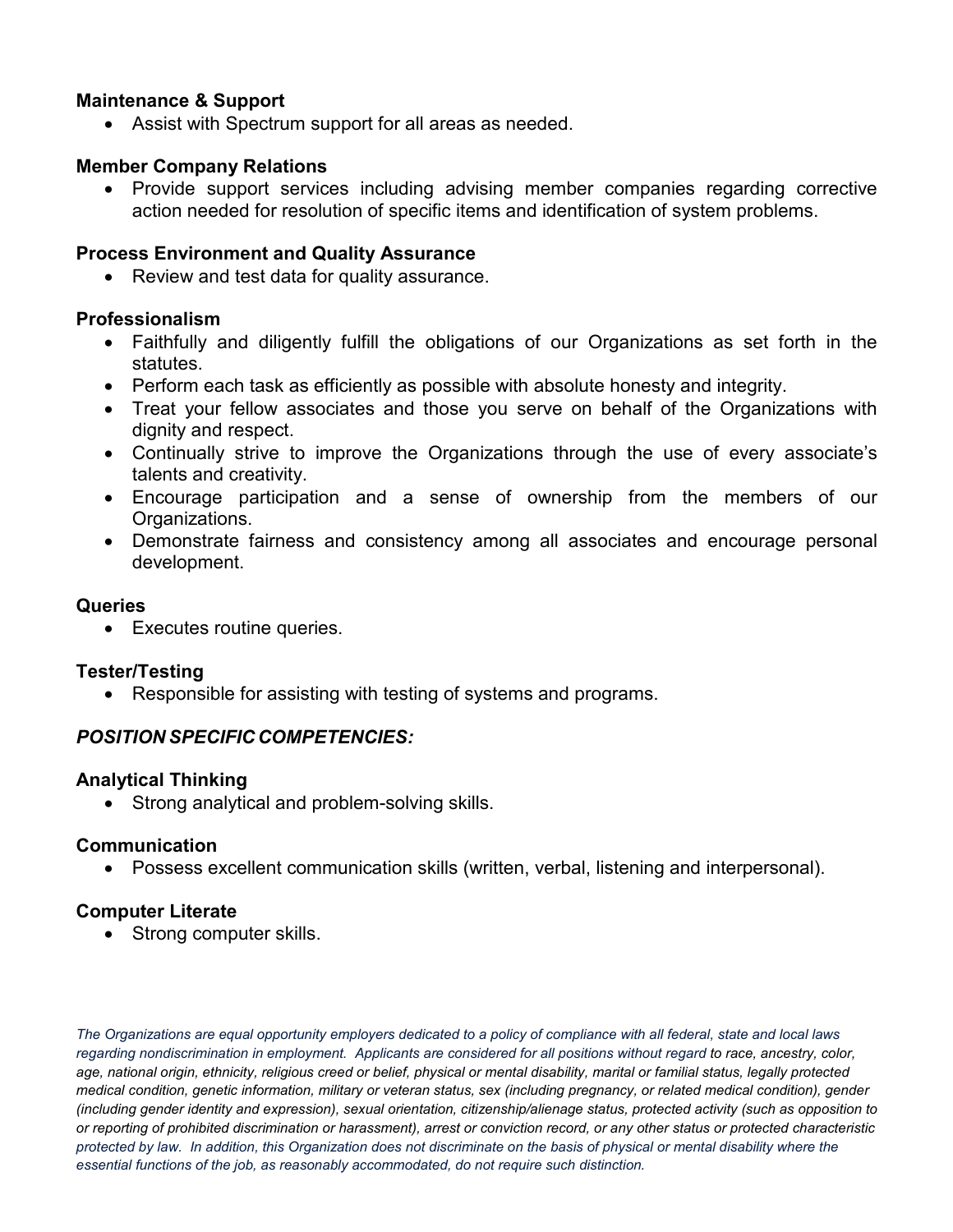**Maintenance & Support**

- Assist with Spectrum support for all areas as needed.

**Member Company Relations**

- Provide support services including advising member companies regarding corrective action needed for resolution of specific items and identification of system problems.

**Process Environment and Quality Assurance**

- Review and test data for quality assurance.

**Professionalism**

- Faithfully and diligently fulfill the obligations of our Organizations as set forth in the statutes.
- Perform each task as efficiently as possible with absolute honesty and integrity.
- Treat your fellow associates and those you serve on behalf of the Organizations with dignity and respect.
- Continually strive to improve the Organizations through the use of every associate's talents and creativity.
- Encourage participation and a sense of ownership from the members of our Organizations.
- Demonstrate fairness and consistency among all associates and encourage personal development.

**Queries**

- Executes routine queries.

**Tester/Testing**

- Responsible for assisting with testing of systems and programs.

***POSITION SPECIFIC COMPETENCIES:***

**Analytical Thinking**

- Strong analytical and problem-solving skills.

**Communication**

- Possess excellent communication skills (written, verbal, listening and interpersonal).

**Computer Literate**

- Strong computer skills.

*The Organizations are equal opportunity employers dedicated to a policy of compliance with all federal, state and local laws regarding nondiscrimination in employment. Applicants are considered for all positions without regard to race, ancestry, color, age, national origin, ethnicity, religious creed or belief, physical or mental disability, marital or familial status, legally protected medical condition, genetic information, military or veteran status, sex (including pregnancy, or related medical condition), gender (including gender identity and expression), sexual orientation, citizenship/alienage status, protected activity (such as opposition to or reporting of prohibited discrimination or harassment), arrest or conviction record, or any other status or protected characteristic protected by law. In addition, this Organization does not discriminate on the basis of physical or mental disability where the essential functions of the job, as reasonably accommodated, do not require such distinction.*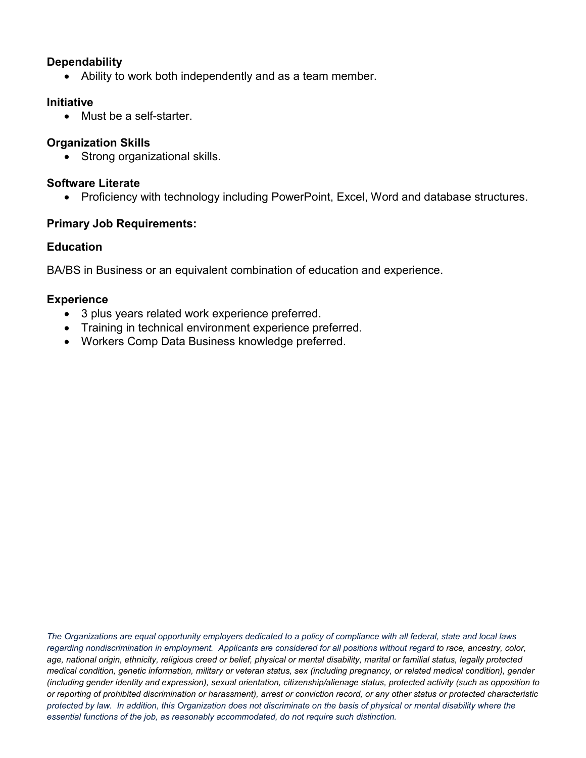**Dependability**

- Ability to work both independently and as a team member.

**Initiative**

- Must be a self-starter.

**Organization Skills**

- Strong organizational skills.

**Software Literate**

- Proficiency with technology including PowerPoint, Excel, Word and database structures.

**Primary Job Requirements:**

**Education**

BA/BS in Business or an equivalent combination of education and experience.

**Experience**

- 3 plus years related work experience preferred.
- Training in technical environment experience preferred.
- Workers Comp Data Business knowledge preferred.

*The Organizations are equal opportunity employers dedicated to a policy of compliance with all federal, state and local laws regarding nondiscrimination in employment. Applicants are considered for all positions without regard to race, ancestry, color, age, national origin, ethnicity, religious creed or belief, physical or mental disability, marital or familial status, legally protected medical condition, genetic information, military or veteran status, sex (including pregnancy, or related medical condition), gender (including gender identity and expression), sexual orientation, citizenship/alienage status, protected activity (such as opposition to or reporting of prohibited discrimination or harassment), arrest or conviction record, or any other status or protected characteristic protected by law. In addition, this Organization does not discriminate on the basis of physical or mental disability where the essential functions of the job, as reasonably accommodated, do not require such distinction.*